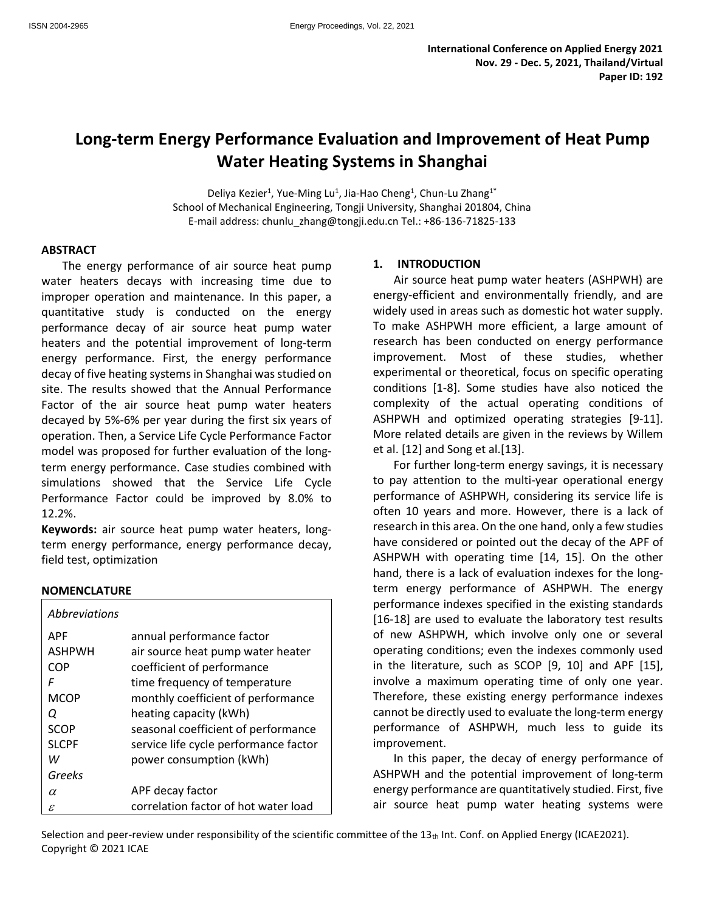International Conference on Applied Energy 2021
Nov. 29 - Dec. 5, 2021, Thailand/Virtual
Paper ID: 192

# Long-term Energy Performance Evaluation and Improvement of Heat Pump Water Heating Systems in Shanghai

Deliya Kezier[1], Yue-Ming Lu[1], Jia-Hao Cheng[1], Chun-Lu Zhang[1*]

School of Mechanical Engineering, Tongji University, Shanghai 201804, China

E-mail address: chunlu_zhang@tongji.edu.cn Tel.: +86-136-71825-133

## ABSTRACT

The energy performance of air source heat pump water heaters decays with increasing time due to improper operation and maintenance. In this paper, a quantitative study is conducted on the energy performance decay of air source heat pump water heaters and the potential improvement of long-term energy performance. First, the energy performance decay of five heating systems in Shanghai was studied on site. The results showed that the Annual Performance Factor of the air source heat pump water heaters decayed by 5%-6% per year during the first six years of operation. Then, a Service Life Cycle Performance Factor model was proposed for further evaluation of the long-term energy performance. Case studies combined with simulations showed that the Service Life Cycle Performance Factor could be improved by 8.0% to 12.2%.

**Keywords:** air source heat pump water heaters, long-term energy performance, energy performance decay, field test, optimization

## NOMENCLATURE

| *Abbreviations* | |
|---|---|
| APF | annual performance factor |
| ASHPWH | air source heat pump water heater |
| COP | coefficient of performance |
| *F* | time frequency of temperature |
| MCOP | monthly coefficient of performance |
| *Q* | heating capacity (kWh) |
| SCOP | seasonal coefficient of performance |
| SLCPF | service life cycle performance factor |
| *W* | power consumption (kWh) |
| *Greeks* | |
| $\alpha$ | APF decay factor |
| $\varepsilon$ | correlation factor of hot water load |

## 1. INTRODUCTION

Air source heat pump water heaters (ASHPWH) are energy-efficient and environmentally friendly, and are widely used in areas such as domestic hot water supply. To make ASHPWH more efficient, a large amount of research has been conducted on energy performance improvement. Most of these studies, whether experimental or theoretical, focus on specific operating conditions [1-8]. Some studies have also noticed the complexity of the actual operating conditions of ASHPWH and optimized operating strategies [9-11]. More related details are given in the reviews by Willem et al. [12] and Song et al.[13].

For further long-term energy savings, it is necessary to pay attention to the multi-year operational energy performance of ASHPWH, considering its service life is often 10 years and more. However, there is a lack of research in this area. On the one hand, only a few studies have considered or pointed out the decay of the APF of ASHPWH with operating time [14, 15]. On the other hand, there is a lack of evaluation indexes for the long-term energy performance of ASHPWH. The energy performance indexes specified in the existing standards [16-18] are used to evaluate the laboratory test results of new ASHPWH, which involve only one or several operating conditions; even the indexes commonly used in the literature, such as SCOP [9, 10] and APF [15], involve a maximum operating time of only one year. Therefore, these existing energy performance indexes cannot be directly used to evaluate the long-term energy performance of ASHPWH, much less to guide its improvement.

In this paper, the decay of energy performance of ASHPWH and the potential improvement of long-term energy performance are quantitatively studied. First, five air source heat pump water heating systems were

Selection and peer-review under responsibility of the scientific committee of the 13th Int. Conf. on Applied Energy (ICAE2021).
Copyright © 2021 ICAE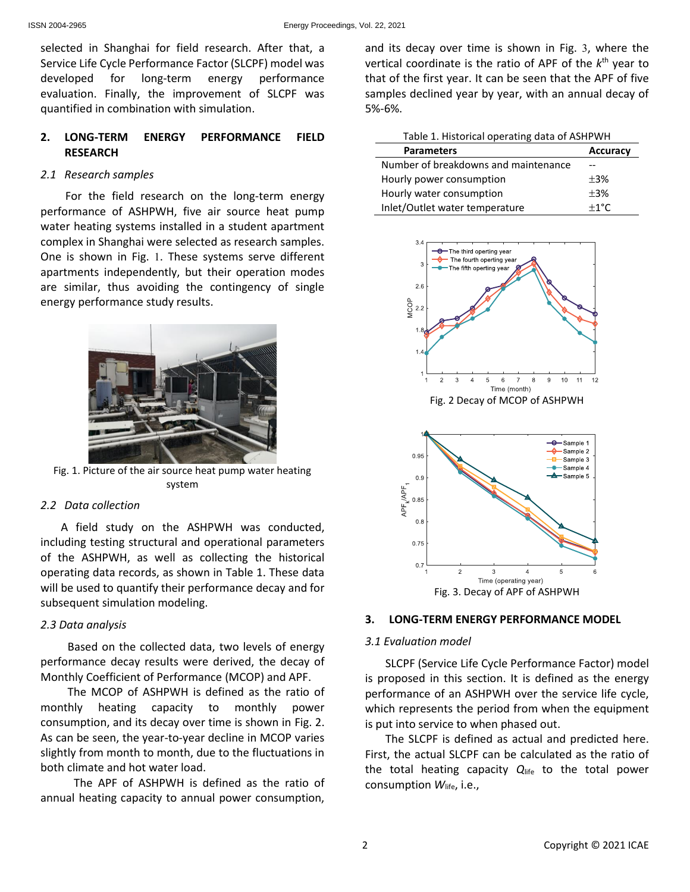selected in Shanghai for field research. After that, a Service Life Cycle Performance Factor (SLCPF) model was developed for long-term energy performance evaluation. Finally, the improvement of SLCPF was quantified in combination with simulation.

## 2. LONG-TERM ENERGY PERFORMANCE FIELD RESEARCH

### *2.1 Research samples*

For the field research on the long-term energy performance of ASHPWH, five air source heat pump water heating systems installed in a student apartment complex in Shanghai were selected as research samples. One is shown in Fig. 1. These systems serve different apartments independently, but their operation modes are similar, thus avoiding the contingency of single energy performance study results.

Fig. 1. Picture of the air source heat pump water heating system

### *2.2 Data collection*

A field study on the ASHPWH was conducted, including testing structural and operational parameters of the ASHPWH, as well as collecting the historical operating data records, as shown in Table 1. These data will be used to quantify their performance decay and for subsequent simulation modeling.

### *2.3 Data analysis*

Based on the collected data, two levels of energy performance decay results were derived, the decay of Monthly Coefficient of Performance (MCOP) and APF.

The MCOP of ASHPWH is defined as the ratio of monthly heating capacity to monthly power consumption, and its decay over time is shown in Fig. 2. As can be seen, the year-to-year decline in MCOP varies slightly from month to month, due to the fluctuations in both climate and hot water load.

The APF of ASHPWH is defined as the ratio of annual heating capacity to annual power consumption, and its decay over time is shown in Fig. 3, where the vertical coordinate is the ratio of APF of the $k^{th}$ year to that of the first year. It can be seen that the APF of five samples declined year by year, with an annual decay of 5%-6%.

Table 1. Historical operating data of ASHPWH

| Parameters | Accuracy |
|---|---|
| Number of breakdowns and maintenance | -- |
| Hourly power consumption | ±3% |
| Hourly water consumption | ±3% |
| Inlet/Outlet water temperature | ±1°C |

Fig. 2 Decay of MCOP of ASHPWH

Fig. 3. Decay of APF of ASHPWH

## 3. LONG-TERM ENERGY PERFORMANCE MODEL

### *3.1 Evaluation model*

SLCPF (Service Life Cycle Performance Factor) model is proposed in this section. It is defined as the energy performance of an ASHPWH over the service life cycle, which represents the period from when the equipment is put into service to when phased out.

The SLCPF is defined as actual and predicted here. First, the actual SLCPF can be calculated as the ratio of the total heating capacity $Q_{life}$ to the total power consumption $W_{life}$, i.e.,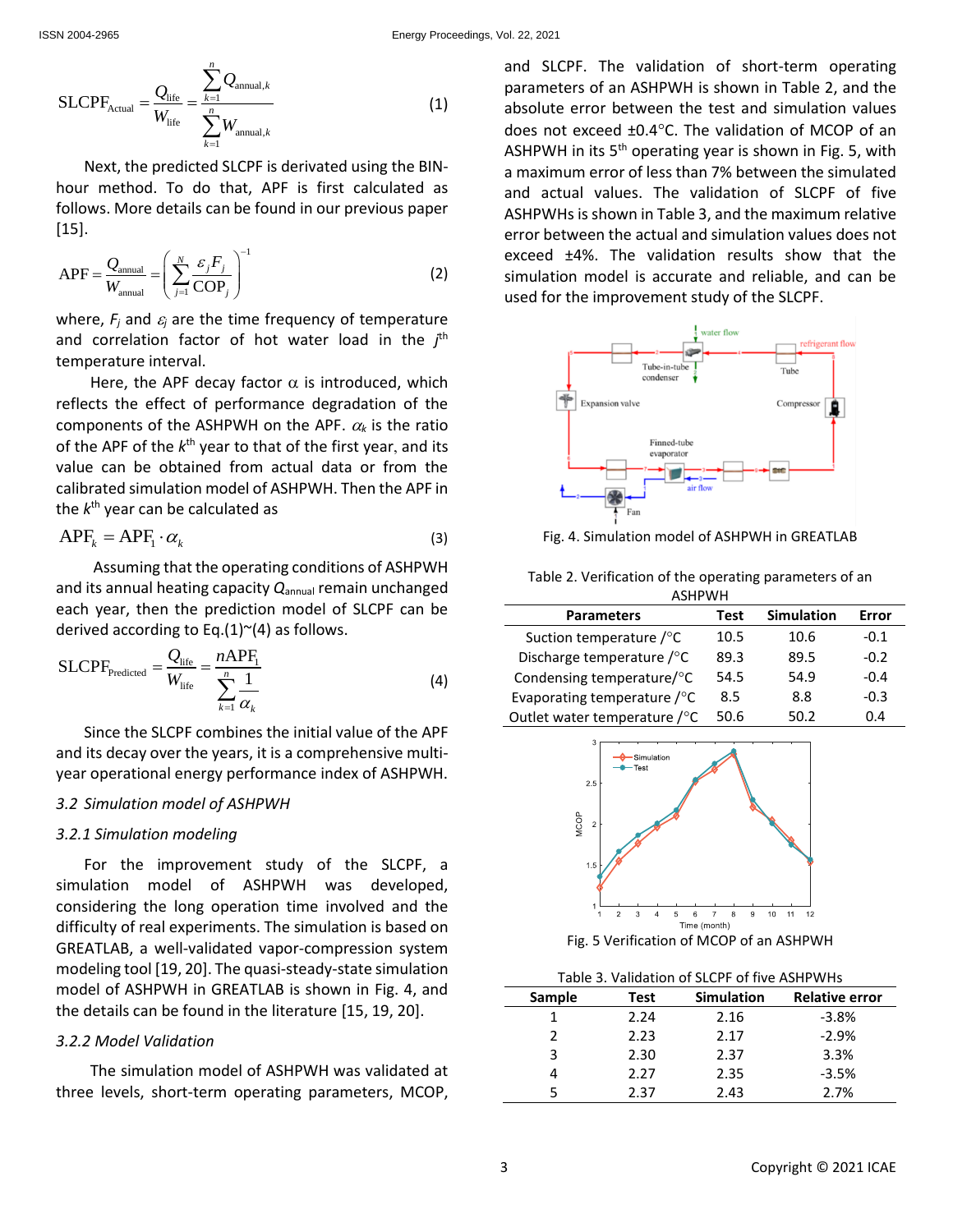$$\mathrm{SLCPF_{Actual}} = \frac{Q_{\mathrm{life}}}{W_{\mathrm{life}}} = \frac{\sum_{k=1}^{n} Q_{\mathrm{annual},k}}{\sum_{k=1}^{n} W_{\mathrm{annual},k}} \tag{1}$$

Next, the predicted SLCPF is derivated using the BIN-hour method. To do that, APF is first calculated as follows. More details can be found in our previous paper [15].

$$\mathrm{APF} = \frac{Q_{\mathrm{annual}}}{W_{\mathrm{annual}}} = \left( \sum_{j=1}^{N} \frac{\varepsilon_j F_j}{\mathrm{COP}_j} \right)^{-1} \tag{2}$$

where, $F_j$ and $\varepsilon_j$ are the time frequency of temperature and correlation factor of hot water load in the $j^{th}$ temperature interval.

Here, the APF decay factor $\alpha$ is introduced, which reflects the effect of performance degradation of the components of the ASHPWH on the APF. $\alpha_k$ is the ratio of the APF of the $k^{th}$ year to that of the first year, and its value can be obtained from actual data or from the calibrated simulation model of ASHPWH. Then the APF in the $k^{th}$ year can be calculated as

$$\mathrm{APF}_k = \mathrm{APF}_1 \cdot \alpha_k \tag{3}$$

Assuming that the operating conditions of ASHPWH and its annual heating capacity $Q_{\mathrm{annual}}$ remain unchanged each year, then the prediction model of SLCPF can be derived according to Eq.(1)~(4) as follows.

$$\mathrm{SLCPF_{Predicted}} = \frac{Q_{\mathrm{life}}}{W_{\mathrm{life}}} = \frac{n\mathrm{APF}_1}{\sum_{k=1}^{n} \frac{1}{\alpha_k}} \tag{4}$$

Since the SLCPF combines the initial value of the APF and its decay over the years, it is a comprehensive multi-year operational energy performance index of ASHPWH.

### *3.2 Simulation model of ASHPWH*

#### *3.2.1 Simulation modeling*

For the improvement study of the SLCPF, a simulation model of ASHPWH was developed, considering the long operation time involved and the difficulty of real experiments. The simulation is based on GREATLAB, a well-validated vapor-compression system modeling tool [19, 20]. The quasi-steady-state simulation model of ASHPWH in GREATLAB is shown in Fig. 4, and the details can be found in the literature [15, 19, 20].

#### *3.2.2 Model Validation*

The simulation model of ASHPWH was validated at three levels, short-term operating parameters, MCOP, and SLCPF. The validation of short-term operating parameters of an ASHPWH is shown in Table 2, and the absolute error between the test and simulation values does not exceed ±0.4°C. The validation of MCOP of an ASHPWH in its 5th operating year is shown in Fig. 5, with a maximum error of less than 7% between the simulated and actual values. The validation of SLCPF of five ASHPWHs is shown in Table 3, and the maximum relative error between the actual and simulation values does not exceed ±4%. The validation results show that the simulation model is accurate and reliable, and can be used for the improvement study of the SLCPF.

Fig. 4. Simulation model of ASHPWH in GREATLAB

Table 2. Verification of the operating parameters of an ASHPWH

| Parameters | Test | Simulation | Error |
|---|---|---|---|
| Suction temperature /°C | 10.5 | 10.6 | -0.1 |
| Discharge temperature /°C | 89.3 | 89.5 | -0.2 |
| Condensing temperature/°C | 54.5 | 54.9 | -0.4 |
| Evaporating temperature /°C | 8.5 | 8.8 | -0.3 |
| Outlet water temperature /°C | 50.6 | 50.2 | 0.4 |

Fig. 5 Verification of MCOP of an ASHPWH

Table 3. Validation of SLCPF of five ASHPWHs

| Sample | Test | Simulation | Relative error |
|---|---|---|---|
| 1 | 2.24 | 2.16 | -3.8% |
| 2 | 2.23 | 2.17 | -2.9% |
| 3 | 2.30 | 2.37 | 3.3% |
| 4 | 2.27 | 2.35 | -3.5% |
| 5 | 2.37 | 2.43 | 2.7% |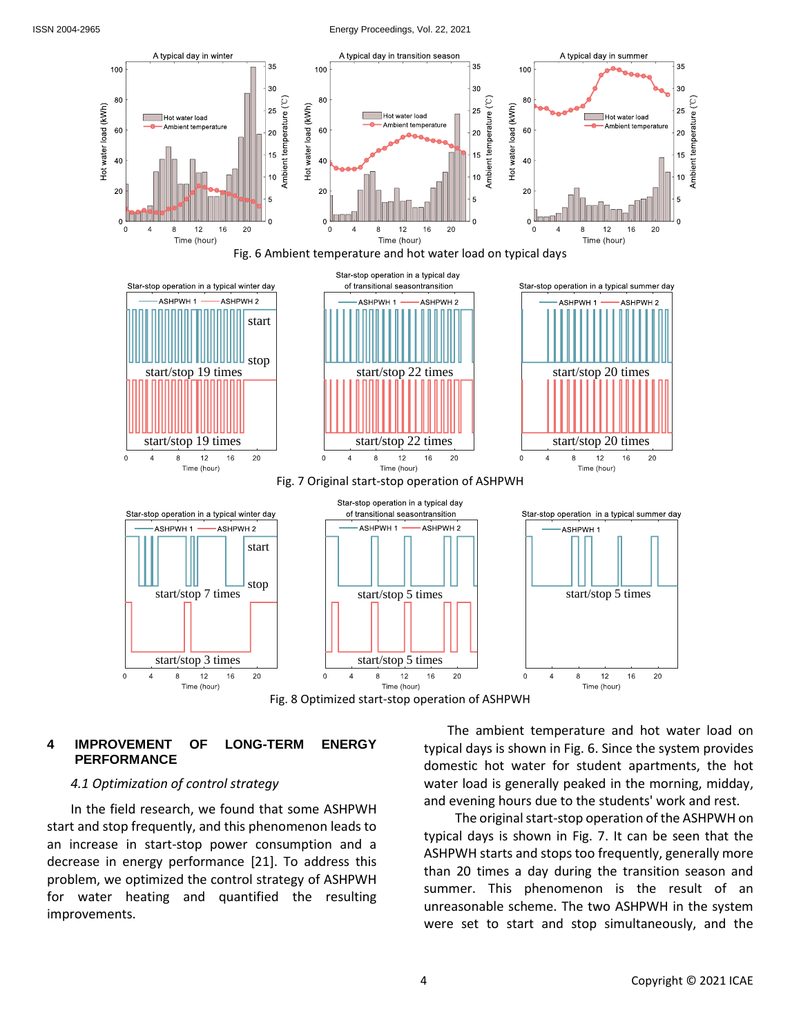Fig. 6 Ambient temperature and hot water load on typical days

Fig. 7 Original start-stop operation of ASHPWH

Fig. 8 Optimized start-stop operation of ASHPWH

## 4 IMPROVEMENT OF LONG-TERM ENERGY PERFORMANCE

### *4.1 Optimization of control strategy*

In the field research, we found that some ASHPWH start and stop frequently, and this phenomenon leads to an increase in start-stop power consumption and a decrease in energy performance [21]. To address this problem, we optimized the control strategy of ASHPWH for water heating and quantified the resulting improvements.

The ambient temperature and hot water load on typical days is shown in Fig. 6. Since the system provides domestic hot water for student apartments, the hot water load is generally peaked in the morning, midday, and evening hours due to the students' work and rest.

The original start-stop operation of the ASHPWH on typical days is shown in Fig. 7. It can be seen that the ASHPWH starts and stops too frequently, generally more than 20 times a day during the transition season and summer. This phenomenon is the result of an unreasonable scheme. The two ASHPWH in the system were set to start and stop simultaneously, and the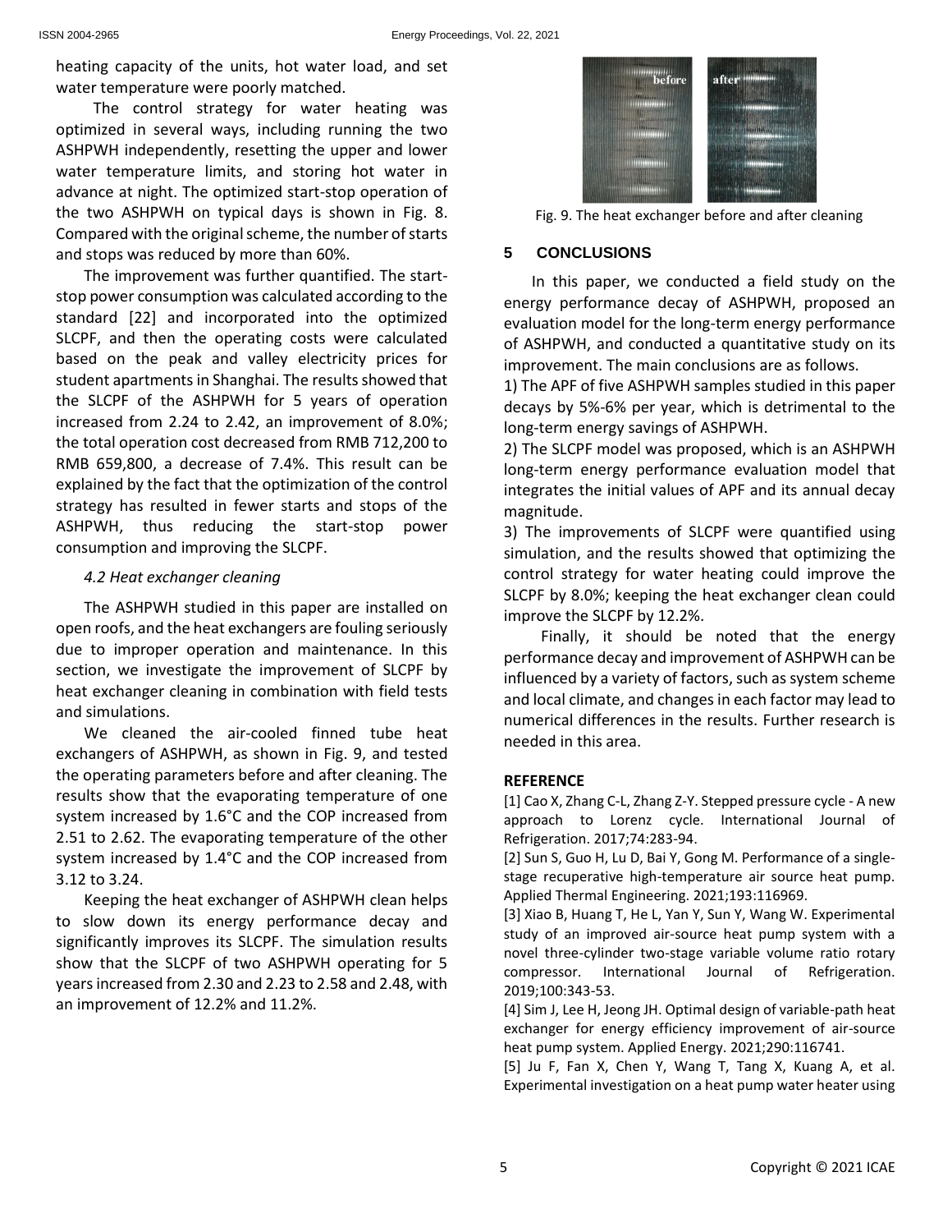heating capacity of the units, hot water load, and set water temperature were poorly matched.

The control strategy for water heating was optimized in several ways, including running the two ASHPWH independently, resetting the upper and lower water temperature limits, and storing hot water in advance at night. The optimized start-stop operation of the two ASHPWH on typical days is shown in Fig. 8. Compared with the original scheme, the number of starts and stops was reduced by more than 60%.

The improvement was further quantified. The start-stop power consumption was calculated according to the standard [22] and incorporated into the optimized SLCPF, and then the operating costs were calculated based on the peak and valley electricity prices for student apartments in Shanghai. The results showed that the SLCPF of the ASHPWH for 5 years of operation increased from 2.24 to 2.42, an improvement of 8.0%; the total operation cost decreased from RMB 712,200 to RMB 659,800, a decrease of 7.4%. This result can be explained by the fact that the optimization of the control strategy has resulted in fewer starts and stops of the ASHPWH, thus reducing the start-stop power consumption and improving the SLCPF.

### *4.2 Heat exchanger cleaning*

The ASHPWH studied in this paper are installed on open roofs, and the heat exchangers are fouling seriously due to improper operation and maintenance. In this section, we investigate the improvement of SLCPF by heat exchanger cleaning in combination with field tests and simulations.

We cleaned the air-cooled finned tube heat exchangers of ASHPWH, as shown in Fig. 9, and tested the operating parameters before and after cleaning. The results show that the evaporating temperature of one system increased by 1.6°C and the COP increased from 2.51 to 2.62. The evaporating temperature of the other system increased by 1.4°C and the COP increased from 3.12 to 3.24.

Keeping the heat exchanger of ASHPWH clean helps to slow down its energy performance decay and significantly improves its SLCPF. The simulation results show that the SLCPF of two ASHPWH operating for 5 years increased from 2.30 and 2.23 to 2.58 and 2.48, with an improvement of 12.2% and 11.2%.

Fig. 9. The heat exchanger before and after cleaning

## 5 CONCLUSIONS

In this paper, we conducted a field study on the energy performance decay of ASHPWH, proposed an evaluation model for the long-term energy performance of ASHPWH, and conducted a quantitative study on its improvement. The main conclusions are as follows.

1) The APF of five ASHPWH samples studied in this paper decays by 5%-6% per year, which is detrimental to the long-term energy savings of ASHPWH.

2) The SLCPF model was proposed, which is an ASHPWH long-term energy performance evaluation model that integrates the initial values of APF and its annual decay magnitude.

3) The improvements of SLCPF were quantified using simulation, and the results showed that optimizing the control strategy for water heating could improve the SLCPF by 8.0%; keeping the heat exchanger clean could improve the SLCPF by 12.2%.

Finally, it should be noted that the energy performance decay and improvement of ASHPWH can be influenced by a variety of factors, such as system scheme and local climate, and changes in each factor may lead to numerical differences in the results. Further research is needed in this area.

## REFERENCE

[1] Cao X, Zhang C-L, Zhang Z-Y. Stepped pressure cycle - A new approach to Lorenz cycle. International Journal of Refrigeration. 2017;74:283-94.

[2] Sun S, Guo H, Lu D, Bai Y, Gong M. Performance of a single-stage recuperative high-temperature air source heat pump. Applied Thermal Engineering. 2021;193:116969.

[3] Xiao B, Huang T, He L, Yan Y, Sun Y, Wang W. Experimental study of an improved air-source heat pump system with a novel three-cylinder two-stage variable volume ratio rotary compressor. International Journal of Refrigeration. 2019;100:343-53.

[4] Sim J, Lee H, Jeong JH. Optimal design of variable-path heat exchanger for energy efficiency improvement of air-source heat pump system. Applied Energy. 2021;290:116741.

[5] Ju F, Fan X, Chen Y, Wang T, Tang X, Kuang A, et al. Experimental investigation on a heat pump water heater using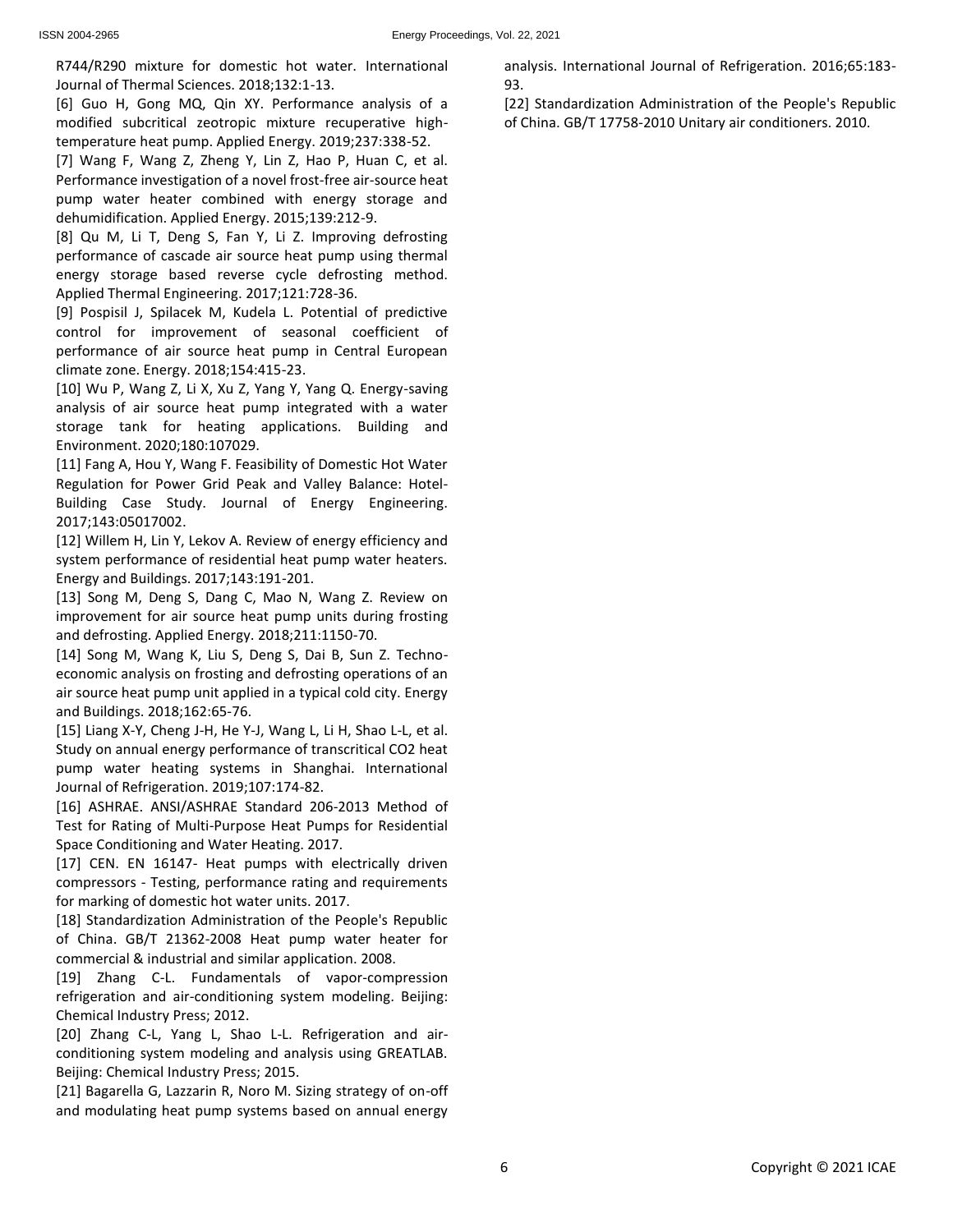R744/R290 mixture for domestic hot water. International Journal of Thermal Sciences. 2018;132:1-13.

[6] Guo H, Gong MQ, Qin XY. Performance analysis of a modified subcritical zeotropic mixture recuperative high-temperature heat pump. Applied Energy. 2019;237:338-52.

[7] Wang F, Wang Z, Zheng Y, Lin Z, Hao P, Huan C, et al. Performance investigation of a novel frost-free air-source heat pump water heater combined with energy storage and dehumidification. Applied Energy. 2015;139:212-9.

[8] Qu M, Li T, Deng S, Fan Y, Li Z. Improving defrosting performance of cascade air source heat pump using thermal energy storage based reverse cycle defrosting method. Applied Thermal Engineering. 2017;121:728-36.

[9] Pospisil J, Spilacek M, Kudela L. Potential of predictive control for improvement of seasonal coefficient of performance of air source heat pump in Central European climate zone. Energy. 2018;154:415-23.

[10] Wu P, Wang Z, Li X, Xu Z, Yang Y, Yang Q. Energy-saving analysis of air source heat pump integrated with a water storage tank for heating applications. Building and Environment. 2020;180:107029.

[11] Fang A, Hou Y, Wang F. Feasibility of Domestic Hot Water Regulation for Power Grid Peak and Valley Balance: Hotel-Building Case Study. Journal of Energy Engineering. 2017;143:05017002.

[12] Willem H, Lin Y, Lekov A. Review of energy efficiency and system performance of residential heat pump water heaters. Energy and Buildings. 2017;143:191-201.

[13] Song M, Deng S, Dang C, Mao N, Wang Z. Review on improvement for air source heat pump units during frosting and defrosting. Applied Energy. 2018;211:1150-70.

[14] Song M, Wang K, Liu S, Deng S, Dai B, Sun Z. Techno-economic analysis on frosting and defrosting operations of an air source heat pump unit applied in a typical cold city. Energy and Buildings. 2018;162:65-76.

[15] Liang X-Y, Cheng J-H, He Y-J, Wang L, Li H, Shao L-L, et al. Study on annual energy performance of transcritical CO2 heat pump water heating systems in Shanghai. International Journal of Refrigeration. 2019;107:174-82.

[16] ASHRAE. ANSI/ASHRAE Standard 206-2013 Method of Test for Rating of Multi-Purpose Heat Pumps for Residential Space Conditioning and Water Heating. 2017.

[17] CEN. EN 16147- Heat pumps with electrically driven compressors - Testing, performance rating and requirements for marking of domestic hot water units. 2017.

[18] Standardization Administration of the People's Republic of China. GB/T 21362-2008 Heat pump water heater for commercial & industrial and similar application. 2008.

[19] Zhang C-L. Fundamentals of vapor-compression refrigeration and air-conditioning system modeling. Beijing: Chemical Industry Press; 2012.

[20] Zhang C-L, Yang L, Shao L-L. Refrigeration and air-conditioning system modeling and analysis using GREATLAB. Beijing: Chemical Industry Press; 2015.

[21] Bagarella G, Lazzarin R, Noro M. Sizing strategy of on-off and modulating heat pump systems based on annual energy analysis. International Journal of Refrigeration. 2016;65:183-93.

[22] Standardization Administration of the People's Republic of China. GB/T 17758-2010 Unitary air conditioners. 2010.